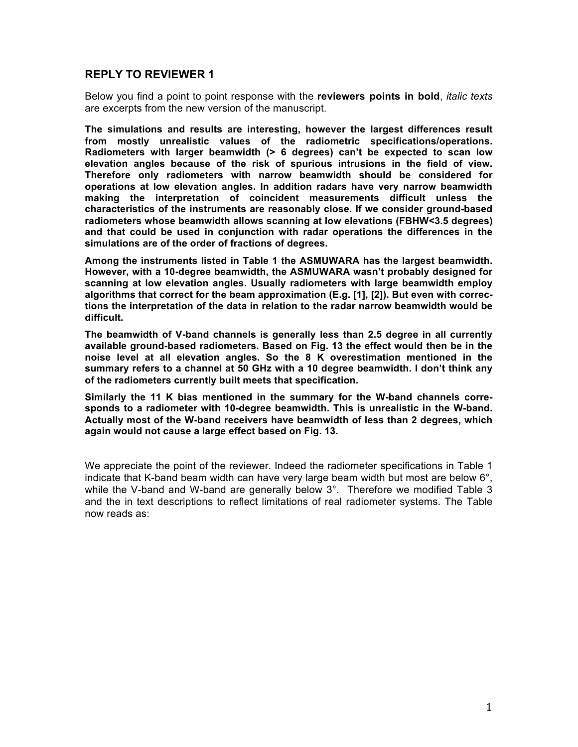## REPLY TO REVIEWER 1

Below you find a point to point response with the **reviewers points in bold**, *italic texts* are excerpts from the new version of the manuscript.

**The simulations and results are interesting, however the largest differences result from mostly unrealistic values of the radiometric specifications/operations. Radiometers with larger beamwidth (> 6 degrees) can't be expected to scan low elevation angles because of the risk of spurious intrusions in the field of view. Therefore only radiometers with narrow beamwidth should be considered for operations at low elevation angles. In addition radars have very narrow beamwidth making the interpretation of coincident measurements difficult unless the characteristics of the instruments are reasonably close. If we consider ground-based radiometers whose beamwidth allows scanning at low elevations (FBHW<3.5 degrees) and that could be used in conjunction with radar operations the differences in the simulations are of the order of fractions of degrees.**

**Among the instruments listed in Table 1 the ASMUWARA has the largest beamwidth. However, with a 10-degree beamwidth, the ASMUWARA wasn't probably designed for scanning at low elevation angles. Usually radiometers with large beamwidth employ algorithms that correct for the beam approximation (E.g. [1], [2]). But even with corrections the interpretation of the data in relation to the radar narrow beamwidth would be difficult.**

**The beamwidth of V-band channels is generally less than 2.5 degree in all currently available ground-based radiometers. Based on Fig. 13 the effect would then be in the noise level at all elevation angles. So the 8 K overestimation mentioned in the summary refers to a channel at 50 GHz with a 10 degree beamwidth. I don't think any of the radiometers currently built meets that specification.**

**Similarly the 11 K bias mentioned in the summary for the W-band channels corresponds to a radiometer with 10-degree beamwidth. This is unrealistic in the W-band. Actually most of the W-band receivers have beamwidth of less than 2 degrees, which again would not cause a large effect based on Fig. 13.**

We appreciate the point of the reviewer. Indeed the radiometer specifications in Table 1 indicate that K-band beam width can have very large beam width but most are below 6°, while the V-band and W-band are generally below 3°. Therefore we modified Table 3 and the in text descriptions to reflect limitations of real radiometer systems. The Table now reads as: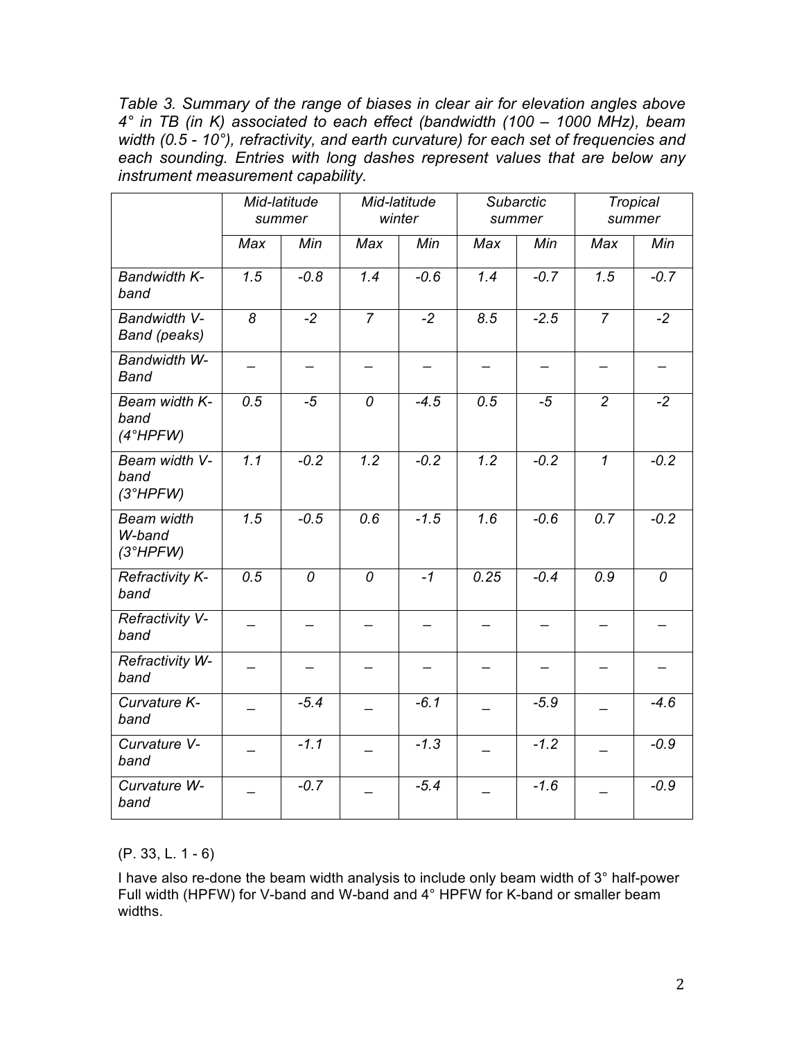*Table 3. Summary of the range of biases in clear air for elevation angles above 4° in TB (in K) associated to each effect (bandwidth (100 – 1000 MHz), beam width (0.5 - 10°), refractivity, and earth curvature) for each set of frequencies and each sounding. Entries with long dashes represent values that are below any instrument measurement capability.*

| | *Mid-latitude summer* | | *Mid-latitude winter* | | *Subarctic summer* | | *Tropical summer* | |
|---|---|---|---|---|---|---|---|---|
| | *Max* | *Min* | *Max* | *Min* | *Max* | *Min* | *Max* | *Min* |
| *Bandwidth K-band* | *1.5* | *-0.8* | *1.4* | *-0.6* | *1.4* | *-0.7* | *1.5* | *-0.7* |
| *Bandwidth V-Band (peaks)* | *8* | *-2* | *7* | *-2* | *8.5* | *-2.5* | *7* | *-2* |
| *Bandwidth W-Band* | – | – | – | – | – | – | – | – |
| *Beam width K-band (4°HPFW)* | *0.5* | *-5* | *0* | *-4.5* | *0.5* | *-5* | *2* | *-2* |
| *Beam width V-band (3°HPFW)* | *1.1* | *-0.2* | *1.2* | *-0.2* | *1.2* | *-0.2* | *1* | *-0.2* |
| *Beam width W-band (3°HPFW)* | *1.5* | *-0.5* | *0.6* | *-1.5* | *1.6* | *-0.6* | *0.7* | *-0.2* |
| *Refractivity K-band* | *0.5* | *0* | *0* | *-1* | *0.25* | *-0.4* | *0.9* | *0* |
| *Refractivity V-band* | – | – | – | – | – | – | – | – |
| *Refractivity W-band* | – | – | – | – | – | – | – | – |
| *Curvature K-band* | _ | *-5.4* | _ | *-6.1* | _ | *-5.9* | _ | *-4.6* |
| *Curvature V-band* | _ | *-1.1* | _ | *-1.3* | _ | *-1.2* | _ | *-0.9* |
| *Curvature W-band* | _ | *-0.7* | _ | *-5.4* | _ | *-1.6* | _ | *-0.9* |

(P. 33, L. 1 - 6)

I have also re-done the beam width analysis to include only beam width of 3° half-power Full width (HPFW) for V-band and W-band and 4° HPFW for K-band or smaller beam widths.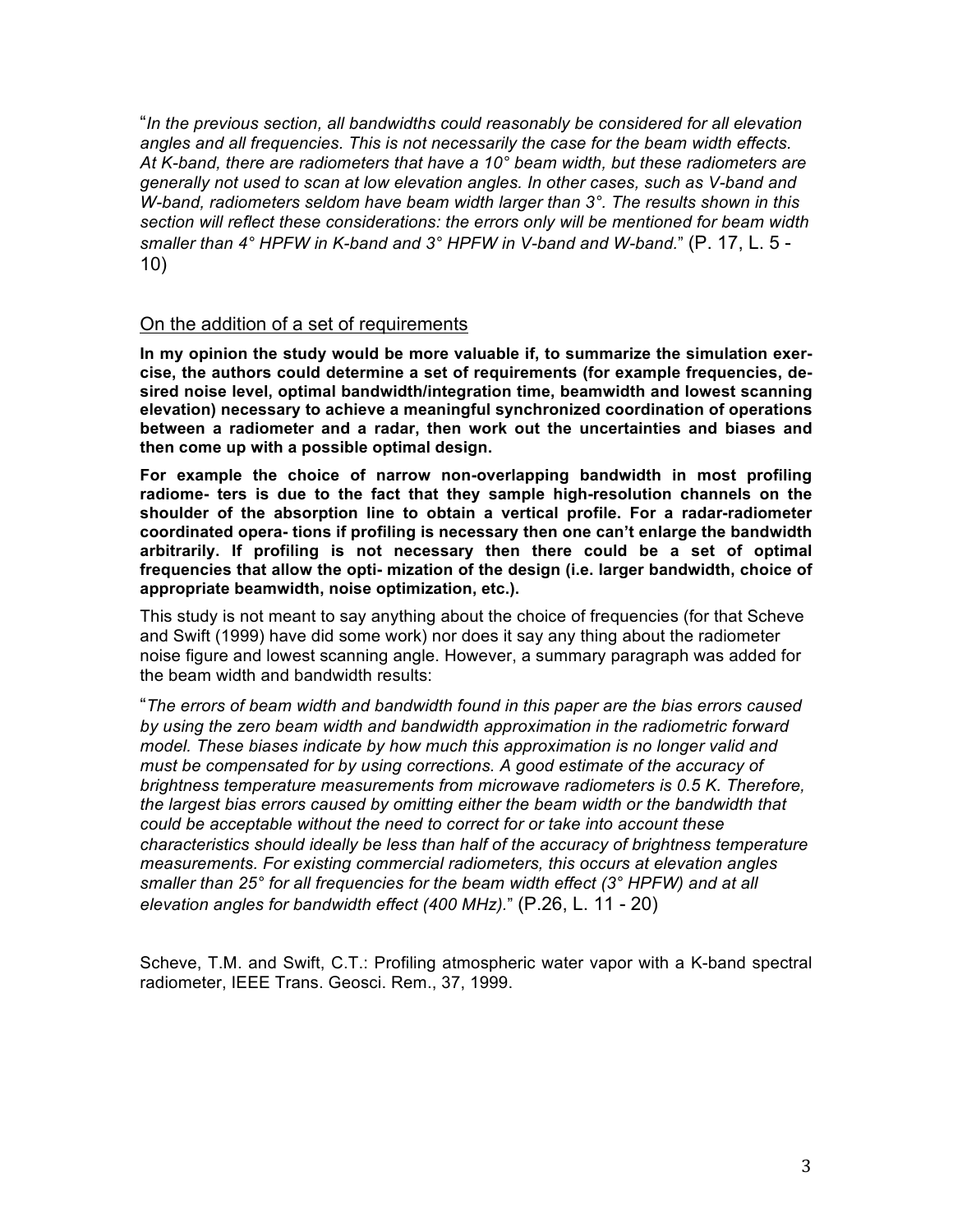"*In the previous section, all bandwidths could reasonably be considered for all elevation angles and all frequencies. This is not necessarily the case for the beam width effects. At K-band, there are radiometers that have a 10° beam width, but these radiometers are generally not used to scan at low elevation angles. In other cases, such as V-band and W-band, radiometers seldom have beam width larger than 3°. The results shown in this section will reflect these considerations: the errors only will be mentioned for beam width smaller than 4° HPFW in K-band and 3° HPFW in V-band and W-band.*" (P. 17, L. 5 - 10)

## On the addition of a set of requirements

**In my opinion the study would be more valuable if, to summarize the simulation exercise, the authors could determine a set of requirements (for example frequencies, desired noise level, optimal bandwidth/integration time, beamwidth and lowest scanning elevation) necessary to achieve a meaningful synchronized coordination of operations between a radiometer and a radar, then work out the uncertainties and biases and then come up with a possible optimal design.**

**For example the choice of narrow non-overlapping bandwidth in most profiling radiome- ters is due to the fact that they sample high-resolution channels on the shoulder of the absorption line to obtain a vertical profile. For a radar-radiometer coordinated opera- tions if profiling is necessary then one can't enlarge the bandwidth arbitrarily. If profiling is not necessary then there could be a set of optimal frequencies that allow the opti- mization of the design (i.e. larger bandwidth, choice of appropriate beamwidth, noise optimization, etc.).**

This study is not meant to say anything about the choice of frequencies (for that Scheve and Swift (1999) have did some work) nor does it say any thing about the radiometer noise figure and lowest scanning angle. However, a summary paragraph was added for the beam width and bandwidth results:

"*The errors of beam width and bandwidth found in this paper are the bias errors caused by using the zero beam width and bandwidth approximation in the radiometric forward model. These biases indicate by how much this approximation is no longer valid and must be compensated for by using corrections. A good estimate of the accuracy of brightness temperature measurements from microwave radiometers is 0.5 K. Therefore, the largest bias errors caused by omitting either the beam width or the bandwidth that could be acceptable without the need to correct for or take into account these characteristics should ideally be less than half of the accuracy of brightness temperature measurements. For existing commercial radiometers, this occurs at elevation angles smaller than 25° for all frequencies for the beam width effect (3° HPFW) and at all elevation angles for bandwidth effect (400 MHz).*" (P.26, L. 11 - 20)

Scheve, T.M. and Swift, C.T.: Profiling atmospheric water vapor with a K-band spectral radiometer, IEEE Trans. Geosci. Rem., 37, 1999.